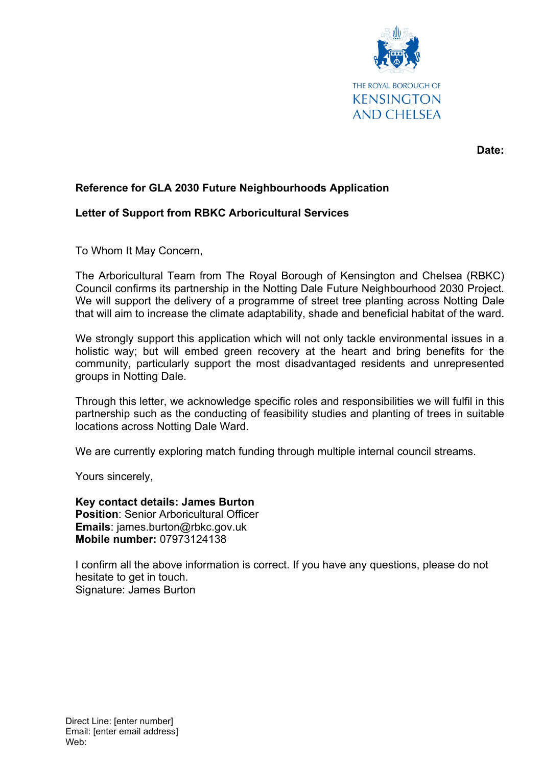THE ROYAL BOROUGH OF
KENSINGTON
AND CHELSEA

**Date:**

**Reference for GLA 2030 Future Neighbourhoods Application**

**Letter of Support from RBKC Arboricultural Services**

To Whom It May Concern,

The Arboricultural Team from The Royal Borough of Kensington and Chelsea (RBKC) Council confirms its partnership in the Notting Dale Future Neighbourhood 2030 Project. We will support the delivery of a programme of street tree planting across Notting Dale that will aim to increase the climate adaptability, shade and beneficial habitat of the ward.

We strongly support this application which will not only tackle environmental issues in a holistic way; but will embed green recovery at the heart and bring benefits for the community, particularly support the most disadvantaged residents and unrepresented groups in Notting Dale.

Through this letter, we acknowledge specific roles and responsibilities we will fulfil in this partnership such as the conducting of feasibility studies and planting of trees in suitable locations across Notting Dale Ward.

We are currently exploring match funding through multiple internal council streams.

Yours sincerely,

**Key contact details: James Burton**
**Position**: Senior Arboricultural Officer
**Emails**: james.burton@rbkc.gov.uk
**Mobile number:** 07973124138

I confirm all the above information is correct. If you have any questions, please do not hesitate to get in touch.
Signature: James Burton

Direct Line: [enter number]
Email: [enter email address]
Web: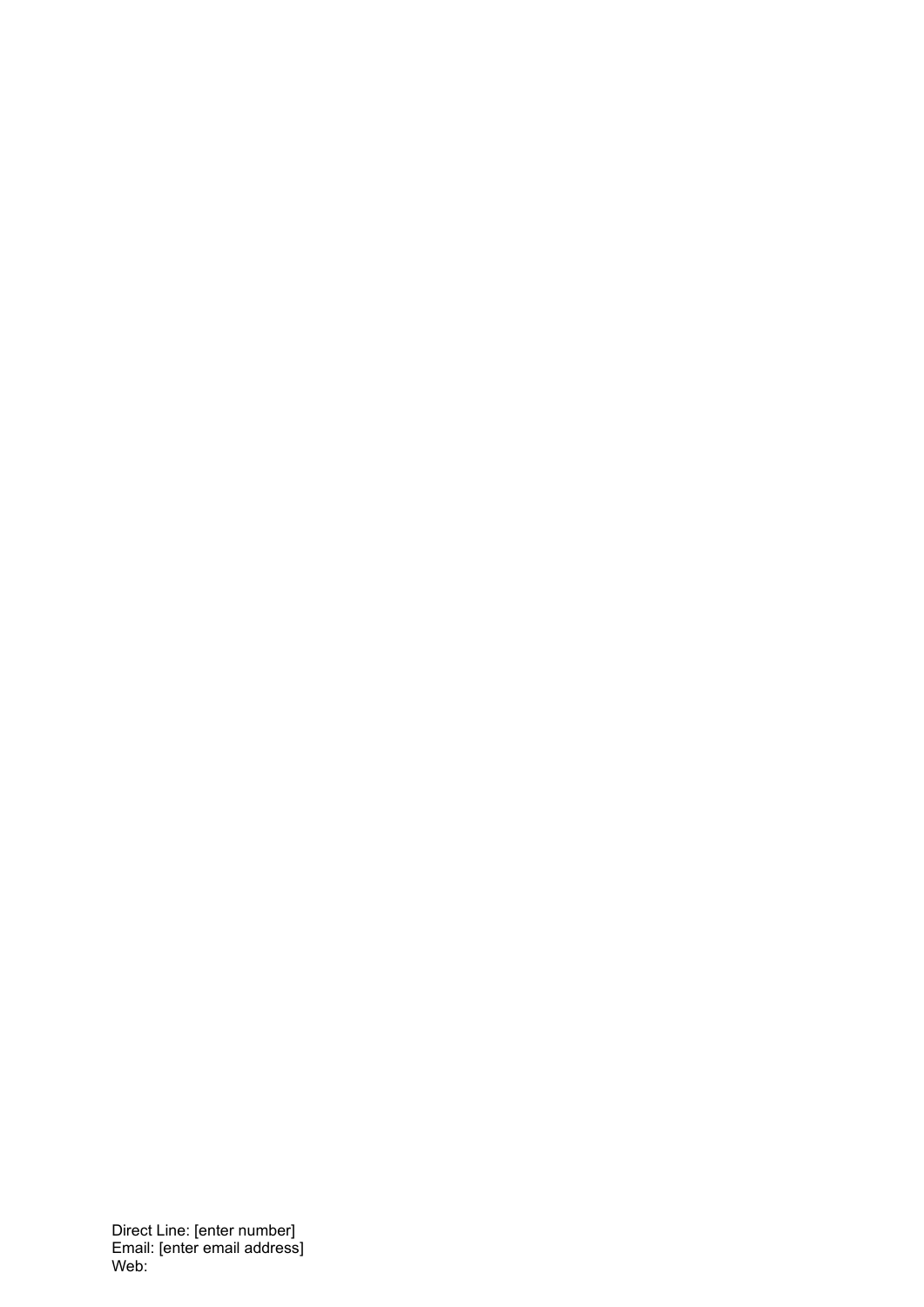Direct Line: [enter number]
Email: [enter email address]
Web: